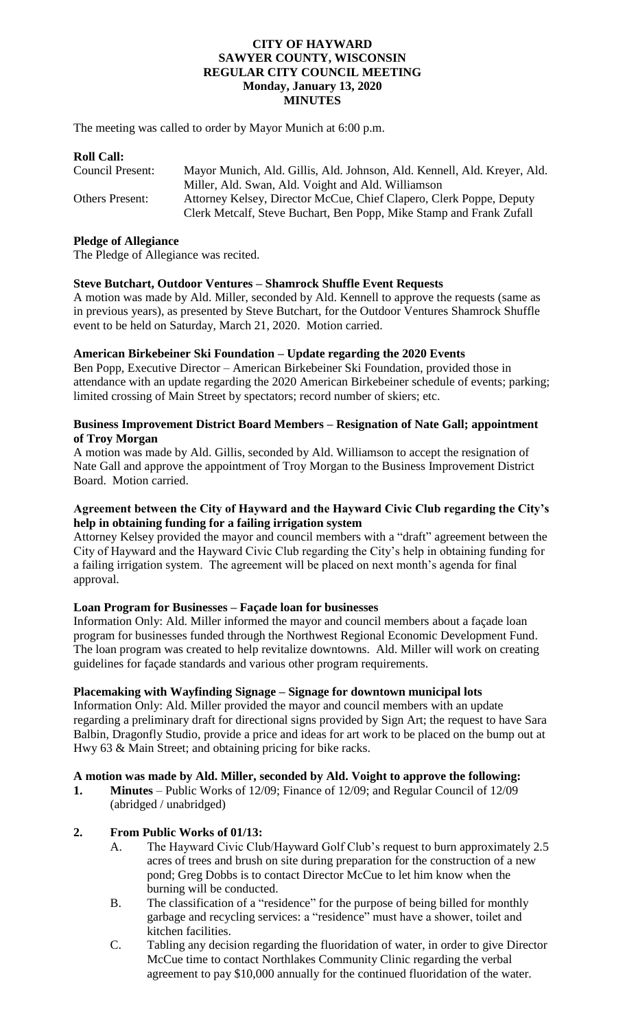**CITY OF HAYWARD**
**SAWYER COUNTY, WISCONSIN**
**REGULAR CITY COUNCIL MEETING**
**Monday, January 13, 2020**
**MINUTES**

The meeting was called to order by Mayor Munich at 6:00 p.m.

**Roll Call:**

| | |
|---|---|
| Council Present: | Mayor Munich, Ald. Gillis, Ald. Johnson, Ald. Kennell, Ald. Kreyer, Ald. Miller, Ald. Swan, Ald. Voight and Ald. Williamson |
| Others Present: | Attorney Kelsey, Director McCue, Chief Clapero, Clerk Poppe, Deputy Clerk Metcalf, Steve Buchart, Ben Popp, Mike Stamp and Frank Zufall |

**Pledge of Allegiance**

The Pledge of Allegiance was recited.

**Steve Butchart, Outdoor Ventures – Shamrock Shuffle Event Requests**

A motion was made by Ald. Miller, seconded by Ald. Kennell to approve the requests (same as in previous years), as presented by Steve Butchart, for the Outdoor Ventures Shamrock Shuffle event to be held on Saturday, March 21, 2020. Motion carried.

**American Birkebeiner Ski Foundation – Update regarding the 2020 Events**

Ben Popp, Executive Director – American Birkebeiner Ski Foundation, provided those in attendance with an update regarding the 2020 American Birkebeiner schedule of events; parking; limited crossing of Main Street by spectators; record number of skiers; etc.

**Business Improvement District Board Members – Resignation of Nate Gall; appointment of Troy Morgan**

A motion was made by Ald. Gillis, seconded by Ald. Williamson to accept the resignation of Nate Gall and approve the appointment of Troy Morgan to the Business Improvement District Board. Motion carried.

**Agreement between the City of Hayward and the Hayward Civic Club regarding the City's help in obtaining funding for a failing irrigation system**

Attorney Kelsey provided the mayor and council members with a "draft" agreement between the City of Hayward and the Hayward Civic Club regarding the City's help in obtaining funding for a failing irrigation system. The agreement will be placed on next month's agenda for final approval.

**Loan Program for Businesses – Façade loan for businesses**

Information Only: Ald. Miller informed the mayor and council members about a façade loan program for businesses funded through the Northwest Regional Economic Development Fund. The loan program was created to help revitalize downtowns. Ald. Miller will work on creating guidelines for façade standards and various other program requirements.

**Placemaking with Wayfinding Signage – Signage for downtown municipal lots**

Information Only: Ald. Miller provided the mayor and council members with an update regarding a preliminary draft for directional signs provided by Sign Art; the request to have Sara Balbin, Dragonfly Studio, provide a price and ideas for art work to be placed on the bump out at Hwy 63 & Main Street; and obtaining pricing for bike racks.

**A motion was made by Ald. Miller, seconded by Ald. Voight to approve the following:**

1. **Minutes** – Public Works of 12/09; Finance of 12/09; and Regular Council of 12/09 (abridged / unabridged)

2. **From Public Works of 01/13:**
   - A. The Hayward Civic Club/Hayward Golf Club's request to burn approximately 2.5 acres of trees and brush on site during preparation for the construction of a new pond; Greg Dobbs is to contact Director McCue to let him know when the burning will be conducted.
   - B. The classification of a "residence" for the purpose of being billed for monthly garbage and recycling services: a "residence" must have a shower, toilet and kitchen facilities.
   - C. Tabling any decision regarding the fluoridation of water, in order to give Director McCue time to contact Northlakes Community Clinic regarding the verbal agreement to pay $10,000 annually for the continued fluoridation of the water.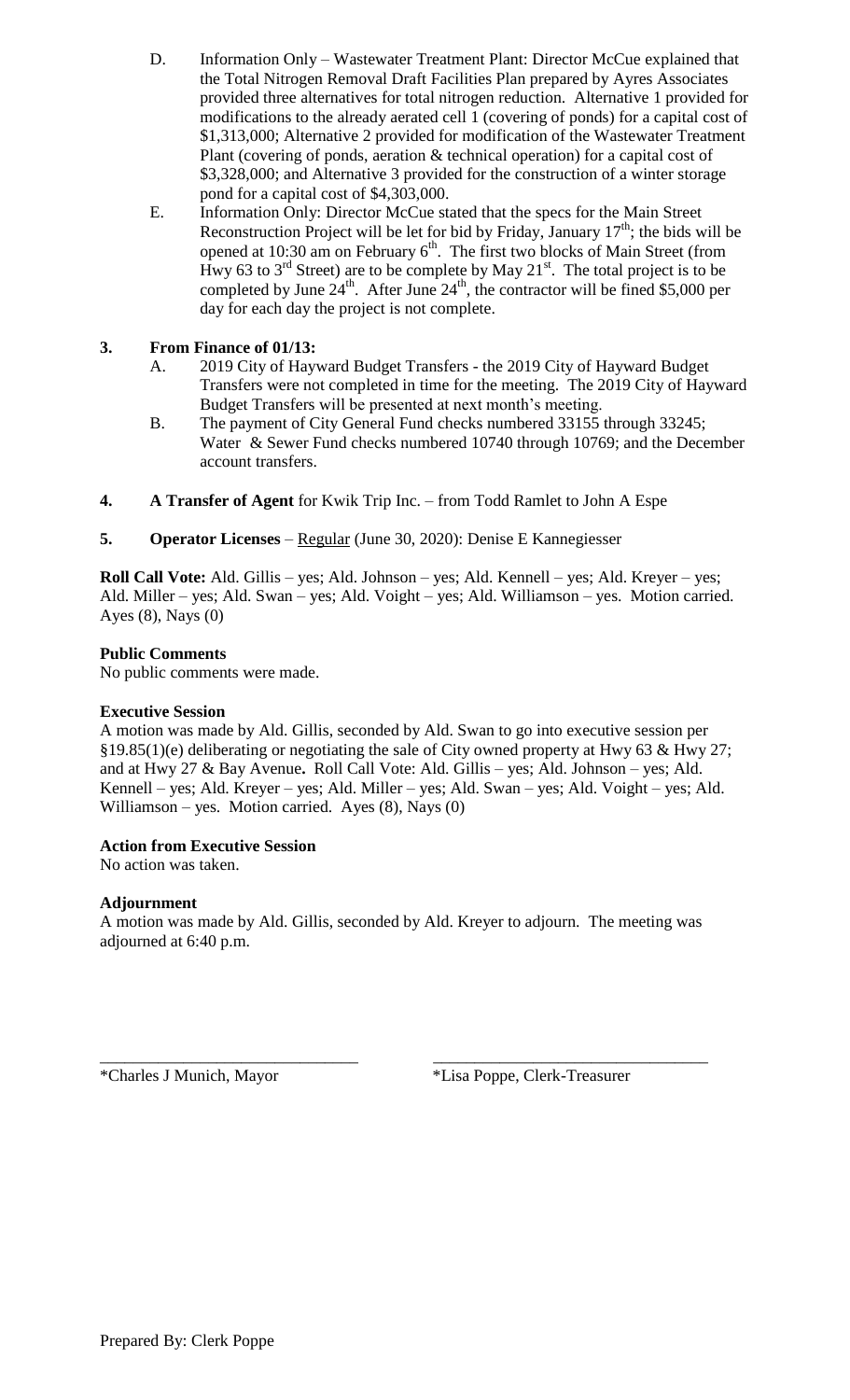D. Information Only – Wastewater Treatment Plant: Director McCue explained that the Total Nitrogen Removal Draft Facilities Plan prepared by Ayres Associates provided three alternatives for total nitrogen reduction. Alternative 1 provided for modifications to the already aerated cell 1 (covering of ponds) for a capital cost of $1,313,000; Alternative 2 provided for modification of the Wastewater Treatment Plant (covering of ponds, aeration & technical operation) for a capital cost of $3,328,000; and Alternative 3 provided for the construction of a winter storage pond for a capital cost of $4,303,000.

E. Information Only: Director McCue stated that the specs for the Main Street Reconstruction Project will be let for bid by Friday, January 17th; the bids will be opened at 10:30 am on February 6th. The first two blocks of Main Street (from Hwy 63 to 3rd Street) are to be complete by May 21st. The total project is to be completed by June 24th. After June 24th, the contractor will be fined $5,000 per day for each day the project is not complete.

**3. From Finance of 01/13:**

A. 2019 City of Hayward Budget Transfers - the 2019 City of Hayward Budget Transfers were not completed in time for the meeting. The 2019 City of Hayward Budget Transfers will be presented at next month's meeting.

B. The payment of City General Fund checks numbered 33155 through 33245; Water & Sewer Fund checks numbered 10740 through 10769; and the December account transfers.

**4. A Transfer of Agent** for Kwik Trip Inc. – from Todd Ramlet to John A Espe

**5. Operator Licenses** – Regular (June 30, 2020): Denise E Kannegiesser

**Roll Call Vote:** Ald. Gillis – yes; Ald. Johnson – yes; Ald. Kennell – yes; Ald. Kreyer – yes; Ald. Miller – yes; Ald. Swan – yes; Ald. Voight – yes; Ald. Williamson – yes. Motion carried. Ayes (8), Nays (0)

**Public Comments**

No public comments were made.

**Executive Session**

A motion was made by Ald. Gillis, seconded by Ald. Swan to go into executive session per §19.85(1)(e) deliberating or negotiating the sale of City owned property at Hwy 63 & Hwy 27; and at Hwy 27 & Bay Avenue**.** Roll Call Vote: Ald. Gillis – yes; Ald. Johnson – yes; Ald. Kennell – yes; Ald. Kreyer – yes; Ald. Miller – yes; Ald. Swan – yes; Ald. Voight – yes; Ald. Williamson – yes. Motion carried. Ayes (8), Nays (0)

**Action from Executive Session**

No action was taken.

**Adjournment**

A motion was made by Ald. Gillis, seconded by Ald. Kreyer to adjourn. The meeting was adjourned at 6:40 p.m.

_______________________________ _________________________________

*Charles J Munich, Mayor *Lisa Poppe, Clerk-Treasurer

Prepared By: Clerk Poppe